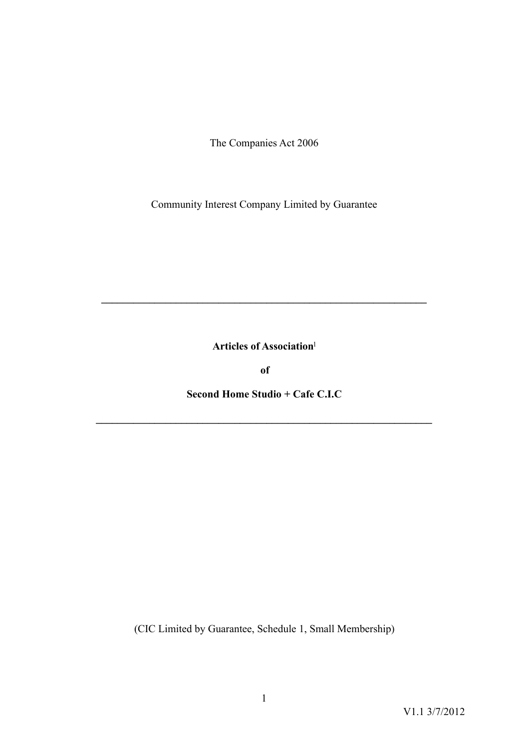The Companies Act 2006

Community Interest Company Limited by Guarantee

---

**Articles of Association**[1]

**of**

**Second Home Studio + Cafe C.I.C**

---

(CIC Limited by Guarantee, Schedule 1, Small Membership)

V1.1 3/7/2012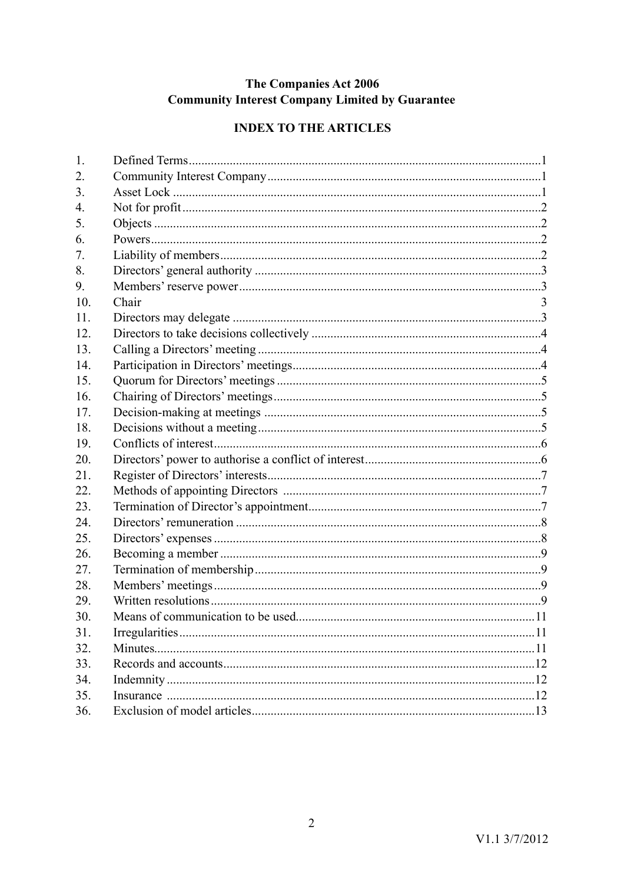**The Companies Act 2006**
**Community Interest Company Limited by Guarantee**

## INDEX TO THE ARTICLES

| | | |
|---|---|---|
| 1. | Defined Terms | 1 |
| 2. | Community Interest Company | 1 |
| 3. | Asset Lock | 1 |
| 4. | Not for profit | 2 |
| 5. | Objects | 2 |
| 6. | Powers | 2 |
| 7. | Liability of members | 2 |
| 8. | Directors' general authority | 3 |
| 9. | Members' reserve power | 3 |
| 10. | Chair | 3 |
| 11. | Directors may delegate | 3 |
| 12. | Directors to take decisions collectively | 4 |
| 13. | Calling a Directors' meeting | 4 |
| 14. | Participation in Directors' meetings | 4 |
| 15. | Quorum for Directors' meetings | 5 |
| 16. | Chairing of Directors' meetings | 5 |
| 17. | Decision-making at meetings | 5 |
| 18. | Decisions without a meeting | 5 |
| 19. | Conflicts of interest | 6 |
| 20. | Directors' power to authorise a conflict of interest | 6 |
| 21. | Register of Directors' interests | 7 |
| 22. | Methods of appointing Directors | 7 |
| 23. | Termination of Director's appointment | 7 |
| 24. | Directors' remuneration | 8 |
| 25. | Directors' expenses | 8 |
| 26. | Becoming a member | 9 |
| 27. | Termination of membership | 9 |
| 28. | Members' meetings | 9 |
| 29. | Written resolutions | 9 |
| 30. | Means of communication to be used | 11 |
| 31. | Irregularities | 11 |
| 32. | Minutes | 11 |
| 33. | Records and accounts | 12 |
| 34. | Indemnity | 12 |
| 35. | Insurance | 12 |
| 36. | Exclusion of model articles | 13 |

V1.1 3/7/2012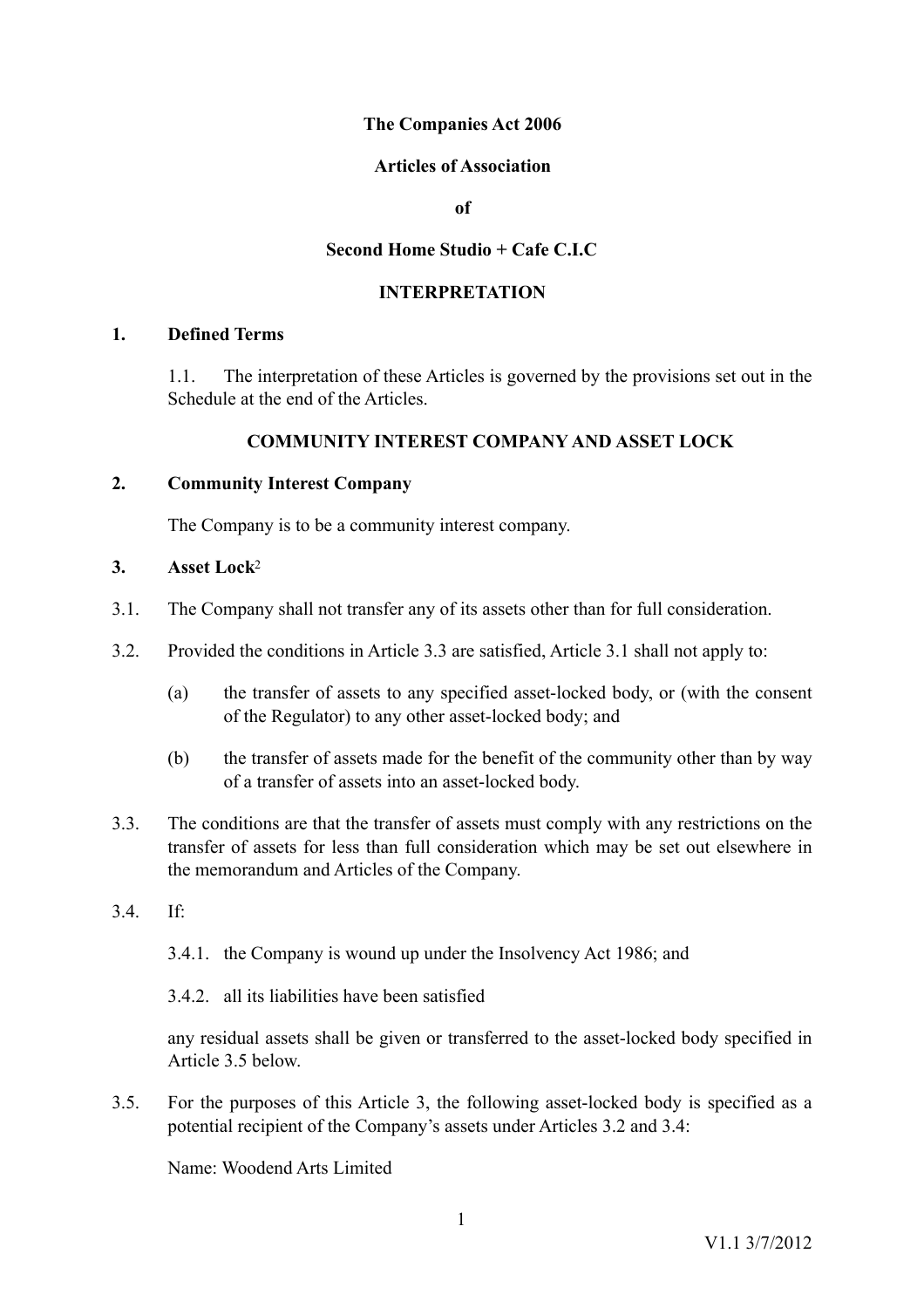**The Companies Act 2006**

**Articles of Association**

**of**

**Second Home Studio + Cafe C.I.C**

**INTERPRETATION**

**1. Defined Terms**

1.1. The interpretation of these Articles is governed by the provisions set out in the Schedule at the end of the Articles.

**COMMUNITY INTEREST COMPANY AND ASSET LOCK**

**2. Community Interest Company**

The Company is to be a community interest company.

**3. Asset Lock**[2]

3.1. The Company shall not transfer any of its assets other than for full consideration.

3.2. Provided the conditions in Article 3.3 are satisfied, Article 3.1 shall not apply to:

(a) the transfer of assets to any specified asset-locked body, or (with the consent of the Regulator) to any other asset-locked body; and

(b) the transfer of assets made for the benefit of the community other than by way of a transfer of assets into an asset-locked body.

3.3. The conditions are that the transfer of assets must comply with any restrictions on the transfer of assets for less than full consideration which may be set out elsewhere in the memorandum and Articles of the Company.

3.4. If:

3.4.1. the Company is wound up under the Insolvency Act 1986; and

3.4.2. all its liabilities have been satisfied

any residual assets shall be given or transferred to the asset-locked body specified in Article 3.5 below.

3.5. For the purposes of this Article 3, the following asset-locked body is specified as a potential recipient of the Company's assets under Articles 3.2 and 3.4:

Name: Woodend Arts Limited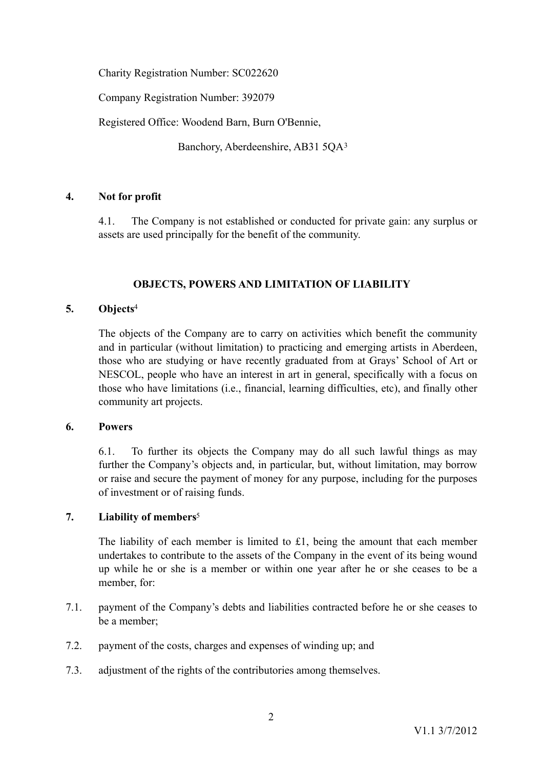Charity Registration Number: SC022620

Company Registration Number: 392079

Registered Office: Woodend Barn, Burn O'Bennie,

Banchory, Aberdeenshire, AB31 5QA[3]

**4. Not for profit**

4.1. The Company is not established or conducted for private gain: any surplus or assets are used principally for the benefit of the community.

**OBJECTS, POWERS AND LIMITATION OF LIABILITY**

**5. Objects**[4]

The objects of the Company are to carry on activities which benefit the community and in particular (without limitation) to practicing and emerging artists in Aberdeen, those who are studying or have recently graduated from at Grays' School of Art or NESCOL, people who have an interest in art in general, specifically with a focus on those who have limitations (i.e., financial, learning difficulties, etc), and finally other community art projects.

**6. Powers**

6.1. To further its objects the Company may do all such lawful things as may further the Company's objects and, in particular, but, without limitation, may borrow or raise and secure the payment of money for any purpose, including for the purposes of investment or of raising funds.

**7. Liability of members**[5]

The liability of each member is limited to £1, being the amount that each member undertakes to contribute to the assets of the Company in the event of its being wound up while he or she is a member or within one year after he or she ceases to be a member, for:

7.1. payment of the Company's debts and liabilities contracted before he or she ceases to be a member;

7.2. payment of the costs, charges and expenses of winding up; and

7.3. adjustment of the rights of the contributories among themselves.

V1.1 3/7/2012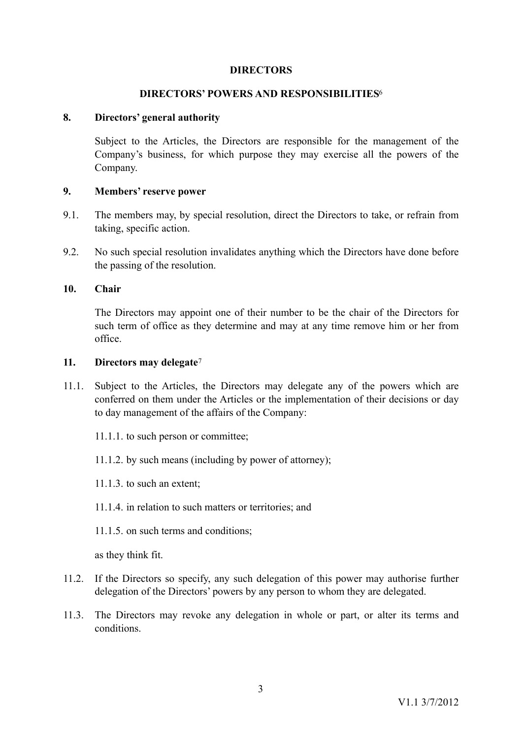## DIRECTORS

## DIRECTORS' POWERS AND RESPONSIBILITIES[6]

### 8. Directors' general authority

Subject to the Articles, the Directors are responsible for the management of the Company's business, for which purpose they may exercise all the powers of the Company.

### 9. Members' reserve power

9.1. The members may, by special resolution, direct the Directors to take, or refrain from taking, specific action.

9.2. No such special resolution invalidates anything which the Directors have done before the passing of the resolution.

### 10. Chair

The Directors may appoint one of their number to be the chair of the Directors for such term of office as they determine and may at any time remove him or her from office.

### 11. Directors may delegate[7]

11.1. Subject to the Articles, the Directors may delegate any of the powers which are conferred on them under the Articles or the implementation of their decisions or day to day management of the affairs of the Company:

11.1.1. to such person or committee;

11.1.2. by such means (including by power of attorney);

11.1.3. to such an extent;

11.1.4. in relation to such matters or territories; and

11.1.5. on such terms and conditions;

as they think fit.

11.2. If the Directors so specify, any such delegation of this power may authorise further delegation of the Directors' powers by any person to whom they are delegated.

11.3. The Directors may revoke any delegation in whole or part, or alter its terms and conditions.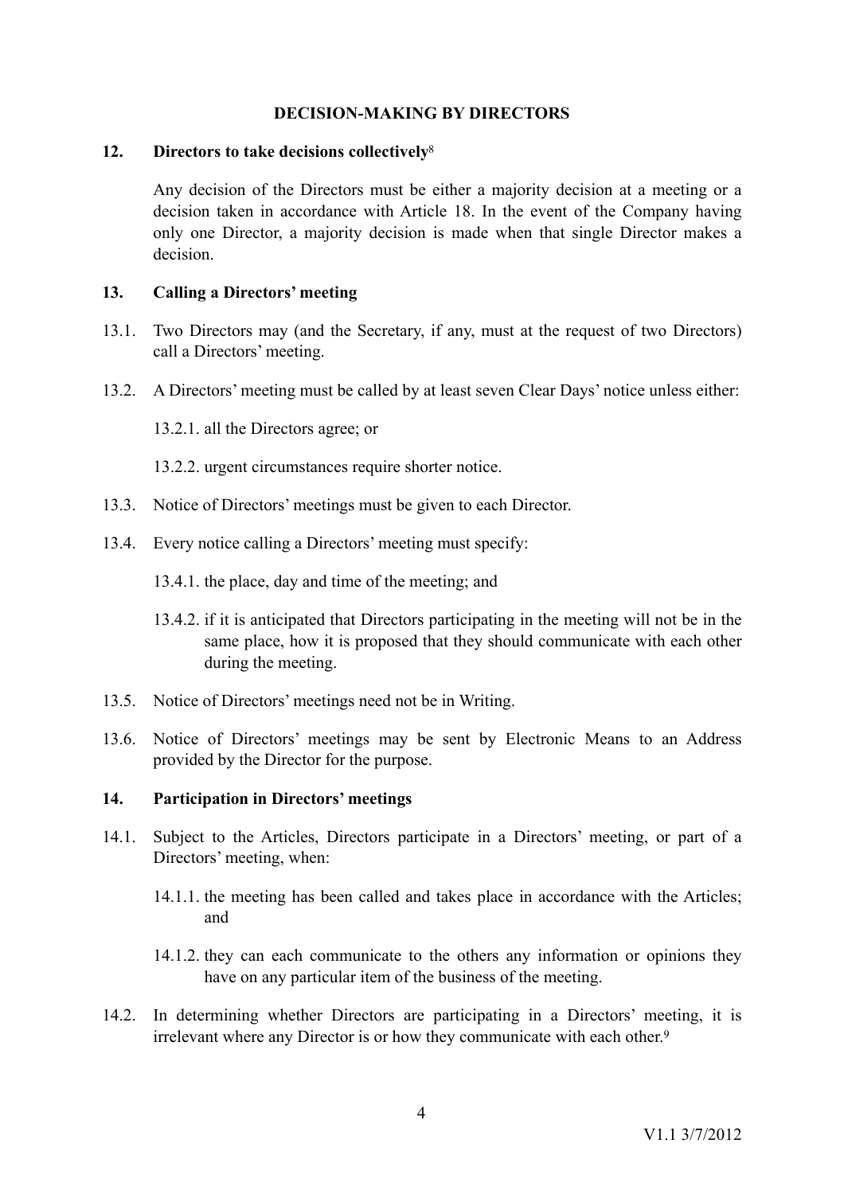## DECISION-MAKING BY DIRECTORS

### 12. Directors to take decisions collectively[8]

Any decision of the Directors must be either a majority decision at a meeting or a decision taken in accordance with Article 18. In the event of the Company having only one Director, a majority decision is made when that single Director makes a decision.

### 13. Calling a Directors' meeting

13.1. Two Directors may (and the Secretary, if any, must at the request of two Directors) call a Directors' meeting.

13.2. A Directors' meeting must be called by at least seven Clear Days' notice unless either:

13.2.1. all the Directors agree; or

13.2.2. urgent circumstances require shorter notice.

13.3. Notice of Directors' meetings must be given to each Director.

13.4. Every notice calling a Directors' meeting must specify:

13.4.1. the place, day and time of the meeting; and

13.4.2. if it is anticipated that Directors participating in the meeting will not be in the same place, how it is proposed that they should communicate with each other during the meeting.

13.5. Notice of Directors' meetings need not be in Writing.

13.6. Notice of Directors' meetings may be sent by Electronic Means to an Address provided by the Director for the purpose.

### 14. Participation in Directors' meetings

14.1. Subject to the Articles, Directors participate in a Directors' meeting, or part of a Directors' meeting, when:

14.1.1. the meeting has been called and takes place in accordance with the Articles; and

14.1.2. they can each communicate to the others any information or opinions they have on any particular item of the business of the meeting.

14.2. In determining whether Directors are participating in a Directors' meeting, it is irrelevant where any Director is or how they communicate with each other.[9]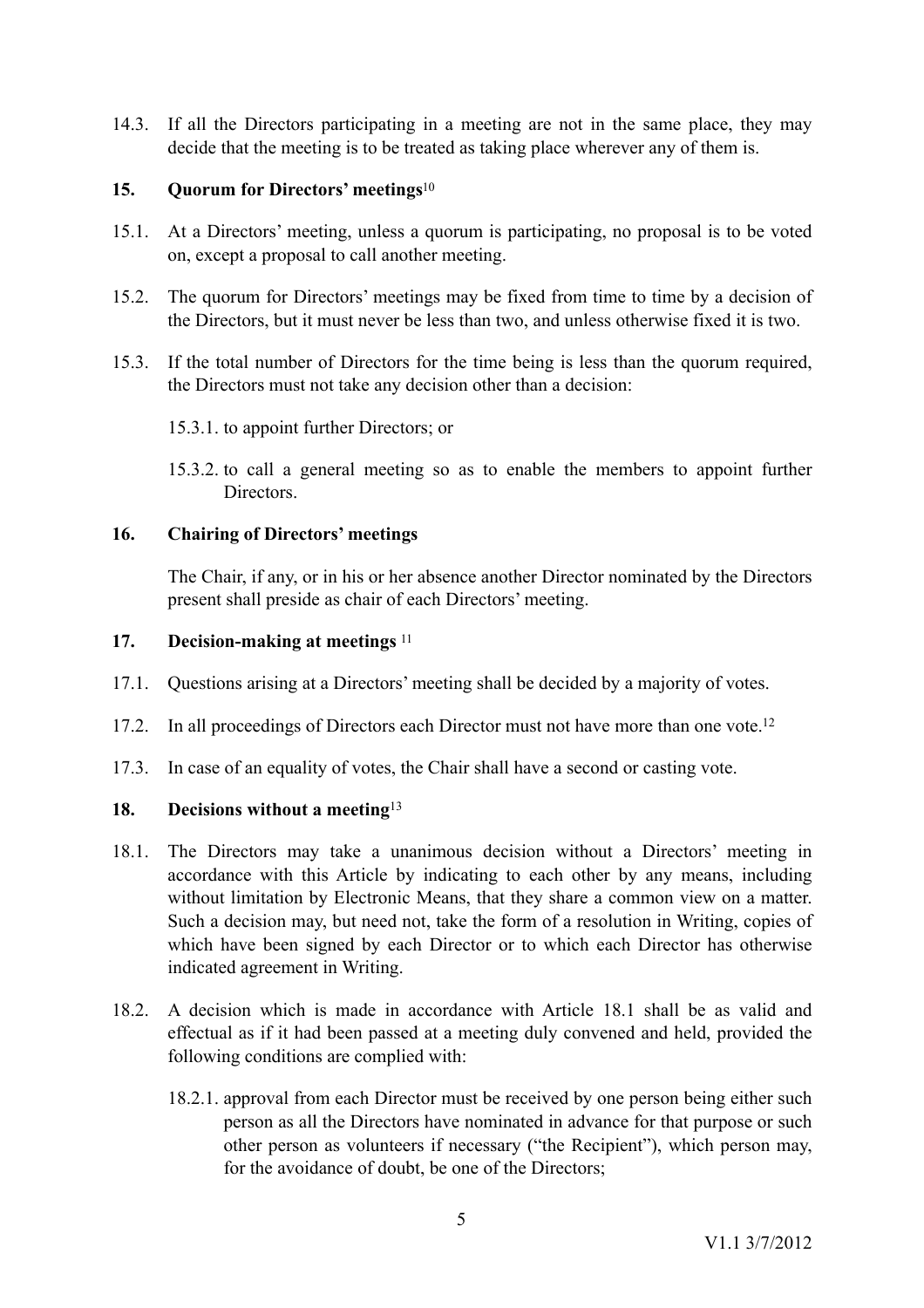14.3. If all the Directors participating in a meeting are not in the same place, they may decide that the meeting is to be treated as taking place wherever any of them is.

## 15. Quorum for Directors' meetings[10]

15.1. At a Directors' meeting, unless a quorum is participating, no proposal is to be voted on, except a proposal to call another meeting.

15.2. The quorum for Directors' meetings may be fixed from time to time by a decision of the Directors, but it must never be less than two, and unless otherwise fixed it is two.

15.3. If the total number of Directors for the time being is less than the quorum required, the Directors must not take any decision other than a decision:

15.3.1. to appoint further Directors; or

15.3.2. to call a general meeting so as to enable the members to appoint further Directors.

## 16. Chairing of Directors' meetings

The Chair, if any, or in his or her absence another Director nominated by the Directors present shall preside as chair of each Directors' meeting.

## 17. Decision-making at meetings [11]

17.1. Questions arising at a Directors' meeting shall be decided by a majority of votes.

17.2. In all proceedings of Directors each Director must not have more than one vote.[12]

17.3. In case of an equality of votes, the Chair shall have a second or casting vote.

## 18. Decisions without a meeting[13]

18.1. The Directors may take a unanimous decision without a Directors' meeting in accordance with this Article by indicating to each other by any means, including without limitation by Electronic Means, that they share a common view on a matter. Such a decision may, but need not, take the form of a resolution in Writing, copies of which have been signed by each Director or to which each Director has otherwise indicated agreement in Writing.

18.2. A decision which is made in accordance with Article 18.1 shall be as valid and effectual as if it had been passed at a meeting duly convened and held, provided the following conditions are complied with:

18.2.1. approval from each Director must be received by one person being either such person as all the Directors have nominated in advance for that purpose or such other person as volunteers if necessary ("the Recipient"), which person may, for the avoidance of doubt, be one of the Directors;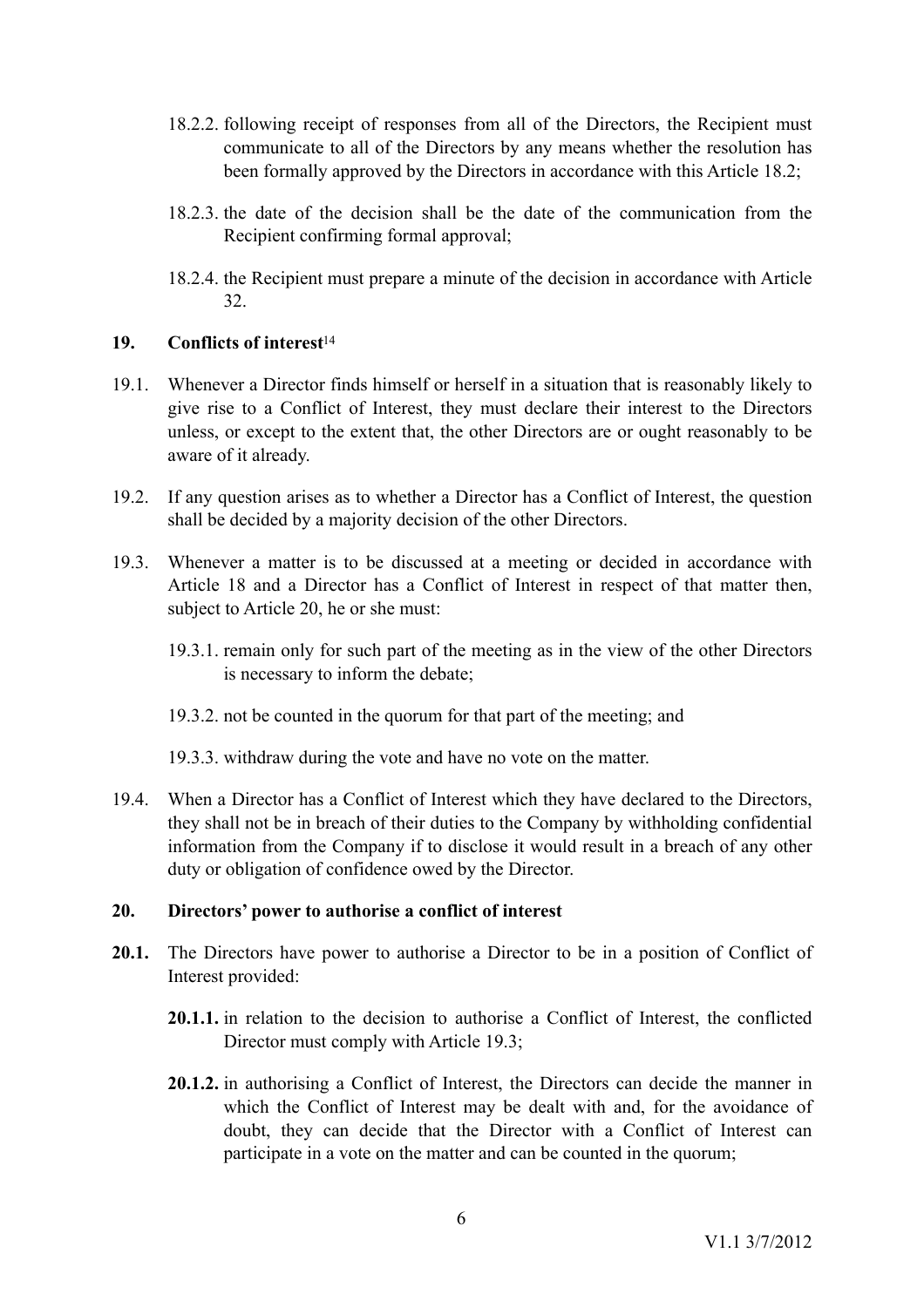18.2.2. following receipt of responses from all of the Directors, the Recipient must communicate to all of the Directors by any means whether the resolution has been formally approved by the Directors in accordance with this Article 18.2;

18.2.3. the date of the decision shall be the date of the communication from the Recipient confirming formal approval;

18.2.4. the Recipient must prepare a minute of the decision in accordance with Article 32.

## 19. Conflicts of interest[14]

19.1. Whenever a Director finds himself or herself in a situation that is reasonably likely to give rise to a Conflict of Interest, they must declare their interest to the Directors unless, or except to the extent that, the other Directors are or ought reasonably to be aware of it already.

19.2. If any question arises as to whether a Director has a Conflict of Interest, the question shall be decided by a majority decision of the other Directors.

19.3. Whenever a matter is to be discussed at a meeting or decided in accordance with Article 18 and a Director has a Conflict of Interest in respect of that matter then, subject to Article 20, he or she must:

19.3.1. remain only for such part of the meeting as in the view of the other Directors is necessary to inform the debate;

19.3.2. not be counted in the quorum for that part of the meeting; and

19.3.3. withdraw during the vote and have no vote on the matter.

19.4. When a Director has a Conflict of Interest which they have declared to the Directors, they shall not be in breach of their duties to the Company by withholding confidential information from the Company if to disclose it would result in a breach of any other duty or obligation of confidence owed by the Director.

## 20. Directors' power to authorise a conflict of interest

**20.1.** The Directors have power to authorise a Director to be in a position of Conflict of Interest provided:

**20.1.1.** in relation to the decision to authorise a Conflict of Interest, the conflicted Director must comply with Article 19.3;

**20.1.2.** in authorising a Conflict of Interest, the Directors can decide the manner in which the Conflict of Interest may be dealt with and, for the avoidance of doubt, they can decide that the Director with a Conflict of Interest can participate in a vote on the matter and can be counted in the quorum;

V1.1 3/7/2012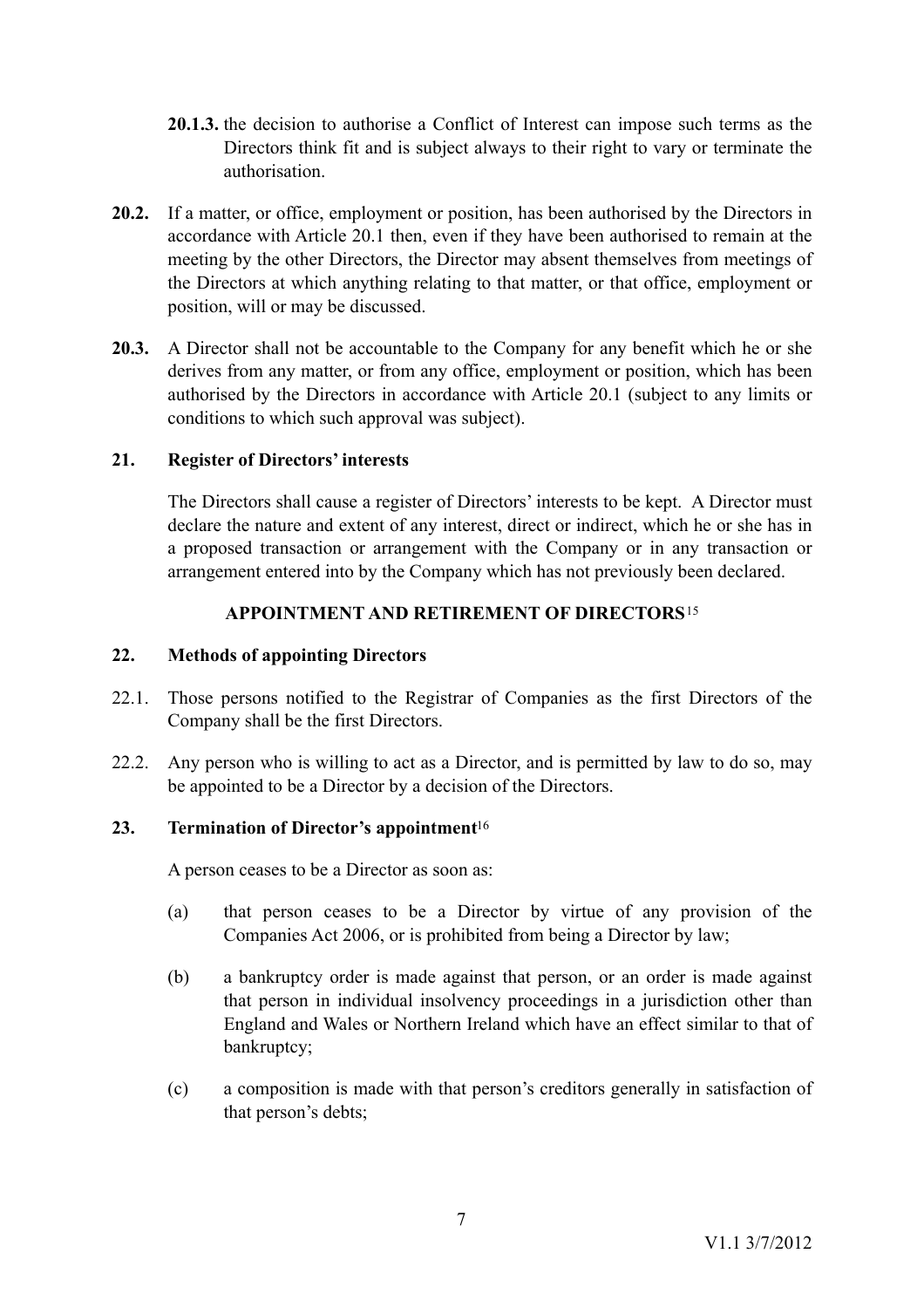**20.1.3.** the decision to authorise a Conflict of Interest can impose such terms as the Directors think fit and is subject always to their right to vary or terminate the authorisation.

**20.2.** If a matter, or office, employment or position, has been authorised by the Directors in accordance with Article 20.1 then, even if they have been authorised to remain at the meeting by the other Directors, the Director may absent themselves from meetings of the Directors at which anything relating to that matter, or that office, employment or position, will or may be discussed.

**20.3.** A Director shall not be accountable to the Company for any benefit which he or she derives from any matter, or from any office, employment or position, which has been authorised by the Directors in accordance with Article 20.1 (subject to any limits or conditions to which such approval was subject).

**21. Register of Directors' interests**

The Directors shall cause a register of Directors' interests to be kept. A Director must declare the nature and extent of any interest, direct or indirect, which he or she has in a proposed transaction or arrangement with the Company or in any transaction or arrangement entered into by the Company which has not previously been declared.

## APPOINTMENT AND RETIREMENT OF DIRECTORS[15]

**22. Methods of appointing Directors**

22.1. Those persons notified to the Registrar of Companies as the first Directors of the Company shall be the first Directors.

22.2. Any person who is willing to act as a Director, and is permitted by law to do so, may be appointed to be a Director by a decision of the Directors.

**23. Termination of Director's appointment**[16]

A person ceases to be a Director as soon as:

(a) that person ceases to be a Director by virtue of any provision of the Companies Act 2006, or is prohibited from being a Director by law;

(b) a bankruptcy order is made against that person, or an order is made against that person in individual insolvency proceedings in a jurisdiction other than England and Wales or Northern Ireland which have an effect similar to that of bankruptcy;

(c) a composition is made with that person's creditors generally in satisfaction of that person's debts;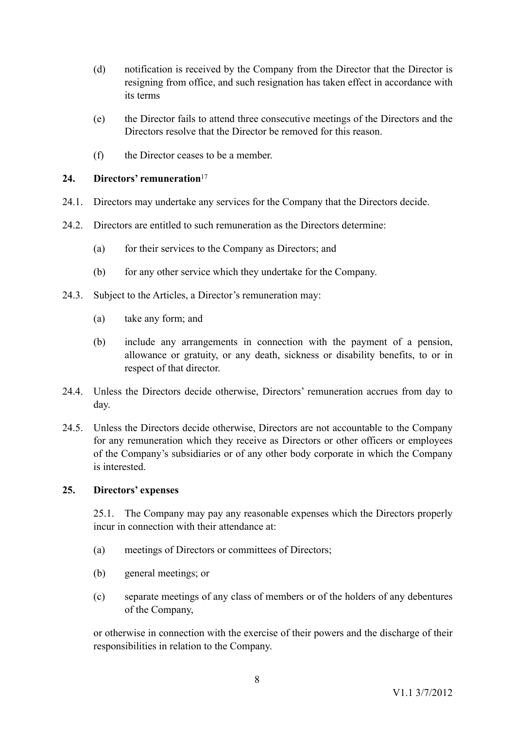(d) notification is received by the Company from the Director that the Director is resigning from office, and such resignation has taken effect in accordance with its terms

(e) the Director fails to attend three consecutive meetings of the Directors and the Directors resolve that the Director be removed for this reason.

(f) the Director ceases to be a member.

## 24. Directors' remuneration[17]

24.1. Directors may undertake any services for the Company that the Directors decide.

24.2. Directors are entitled to such remuneration as the Directors determine:

(a) for their services to the Company as Directors; and

(b) for any other service which they undertake for the Company.

24.3. Subject to the Articles, a Director's remuneration may:

(a) take any form; and

(b) include any arrangements in connection with the payment of a pension, allowance or gratuity, or any death, sickness or disability benefits, to or in respect of that director.

24.4. Unless the Directors decide otherwise, Directors' remuneration accrues from day to day.

24.5. Unless the Directors decide otherwise, Directors are not accountable to the Company for any remuneration which they receive as Directors or other officers or employees of the Company's subsidiaries or of any other body corporate in which the Company is interested.

## 25. Directors' expenses

25.1. The Company may pay any reasonable expenses which the Directors properly incur in connection with their attendance at:

(a) meetings of Directors or committees of Directors;

(b) general meetings; or

(c) separate meetings of any class of members or of the holders of any debentures of the Company,

or otherwise in connection with the exercise of their powers and the discharge of their responsibilities in relation to the Company.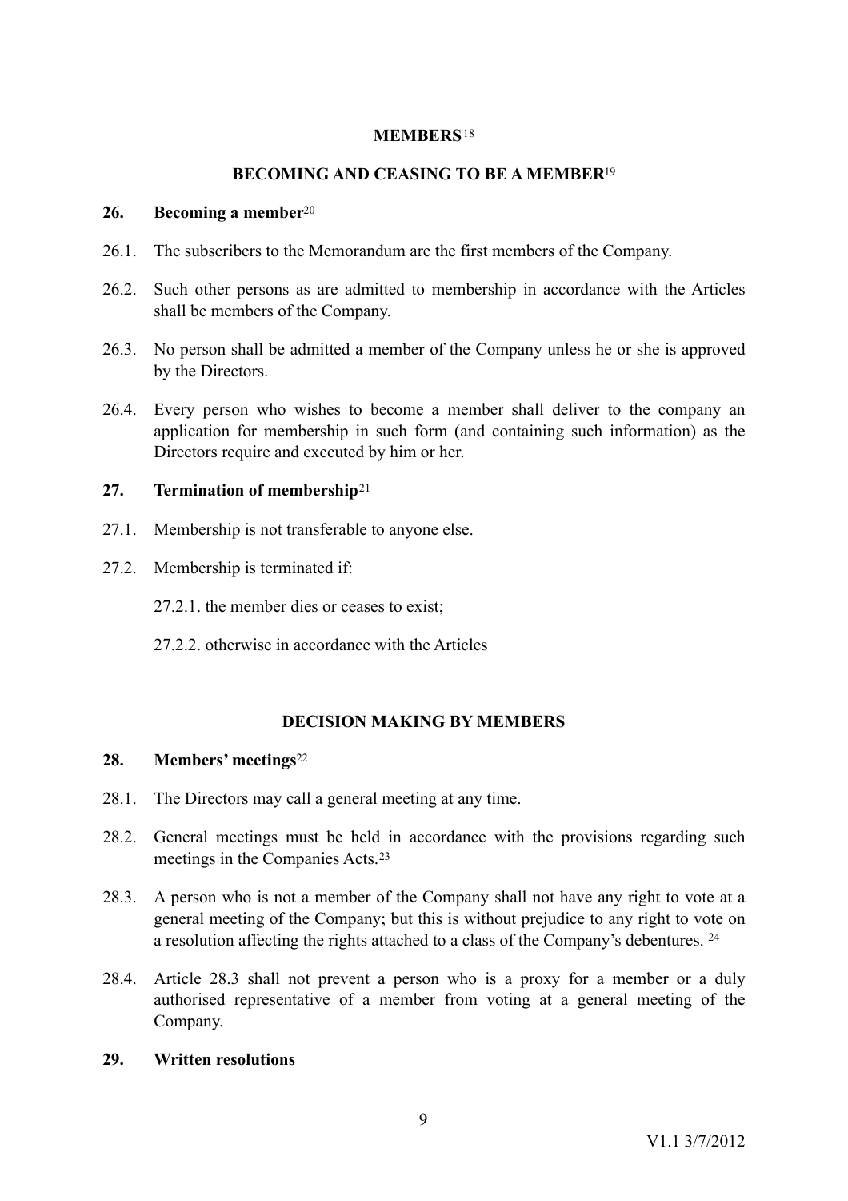## MEMBERS[18]

### BECOMING AND CEASING TO BE A MEMBER[19]

**26. Becoming a member[20]**

26.1. The subscribers to the Memorandum are the first members of the Company.

26.2. Such other persons as are admitted to membership in accordance with the Articles shall be members of the Company.

26.3. No person shall be admitted a member of the Company unless he or she is approved by the Directors.

26.4. Every person who wishes to become a member shall deliver to the company an application for membership in such form (and containing such information) as the Directors require and executed by him or her.

**27. Termination of membership[21]**

27.1. Membership is not transferable to anyone else.

27.2. Membership is terminated if:

27.2.1. the member dies or ceases to exist;

27.2.2. otherwise in accordance with the Articles

### DECISION MAKING BY MEMBERS

**28. Members' meetings[22]**

28.1. The Directors may call a general meeting at any time.

28.2. General meetings must be held in accordance with the provisions regarding such meetings in the Companies Acts.[23]

28.3. A person who is not a member of the Company shall not have any right to vote at a general meeting of the Company; but this is without prejudice to any right to vote on a resolution affecting the rights attached to a class of the Company's debentures. [24]

28.4. Article 28.3 shall not prevent a person who is a proxy for a member or a duly authorised representative of a member from voting at a general meeting of the Company.

**29. Written resolutions**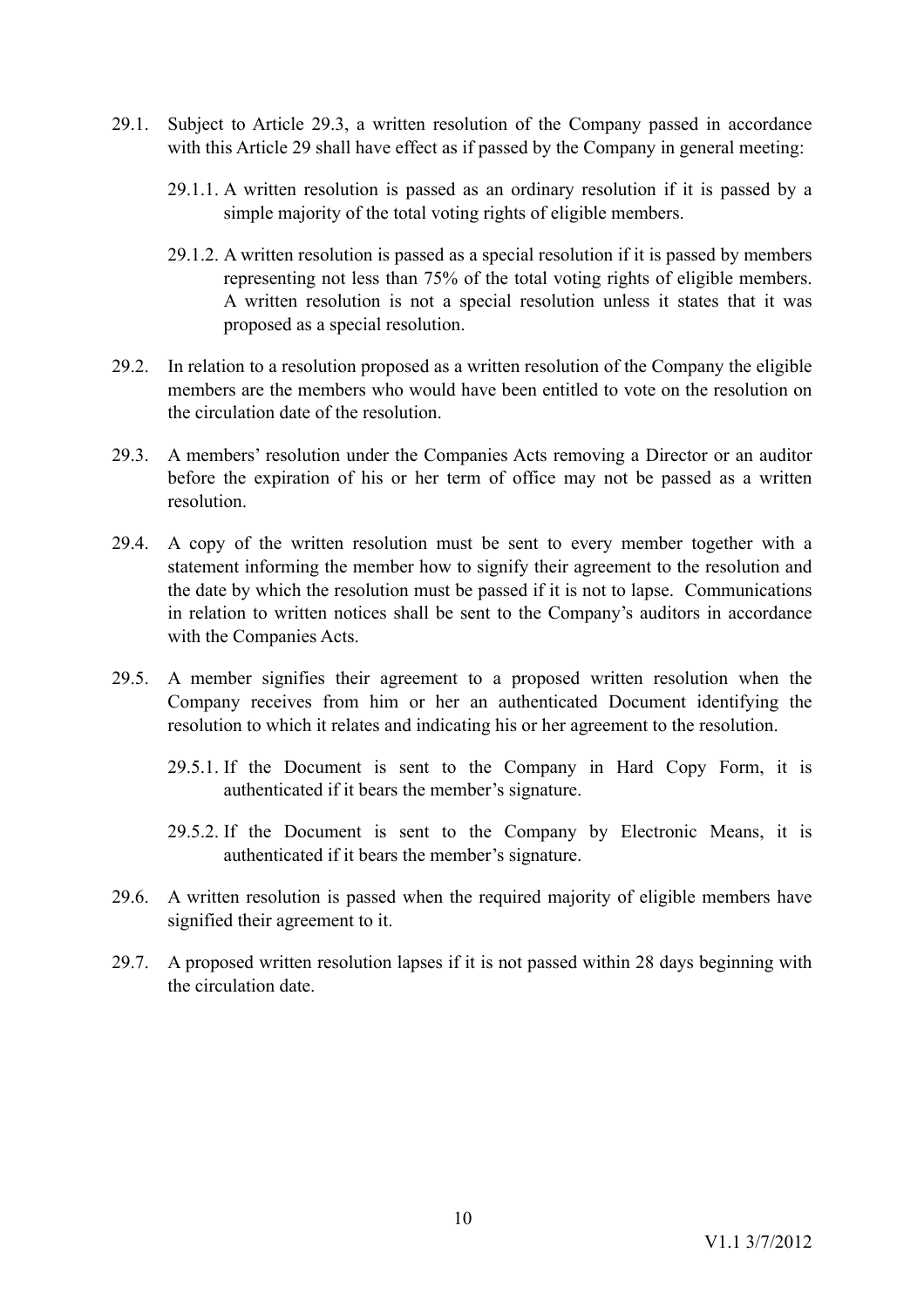29.1. Subject to Article 29.3, a written resolution of the Company passed in accordance with this Article 29 shall have effect as if passed by the Company in general meeting:

29.1.1. A written resolution is passed as an ordinary resolution if it is passed by a simple majority of the total voting rights of eligible members.

29.1.2. A written resolution is passed as a special resolution if it is passed by members representing not less than 75% of the total voting rights of eligible members. A written resolution is not a special resolution unless it states that it was proposed as a special resolution.

29.2. In relation to a resolution proposed as a written resolution of the Company the eligible members are the members who would have been entitled to vote on the resolution on the circulation date of the resolution.

29.3. A members' resolution under the Companies Acts removing a Director or an auditor before the expiration of his or her term of office may not be passed as a written resolution.

29.4. A copy of the written resolution must be sent to every member together with a statement informing the member how to signify their agreement to the resolution and the date by which the resolution must be passed if it is not to lapse. Communications in relation to written notices shall be sent to the Company's auditors in accordance with the Companies Acts.

29.5. A member signifies their agreement to a proposed written resolution when the Company receives from him or her an authenticated Document identifying the resolution to which it relates and indicating his or her agreement to the resolution.

29.5.1. If the Document is sent to the Company in Hard Copy Form, it is authenticated if it bears the member's signature.

29.5.2. If the Document is sent to the Company by Electronic Means, it is authenticated if it bears the member's signature.

29.6. A written resolution is passed when the required majority of eligible members have signified their agreement to it.

29.7. A proposed written resolution lapses if it is not passed within 28 days beginning with the circulation date.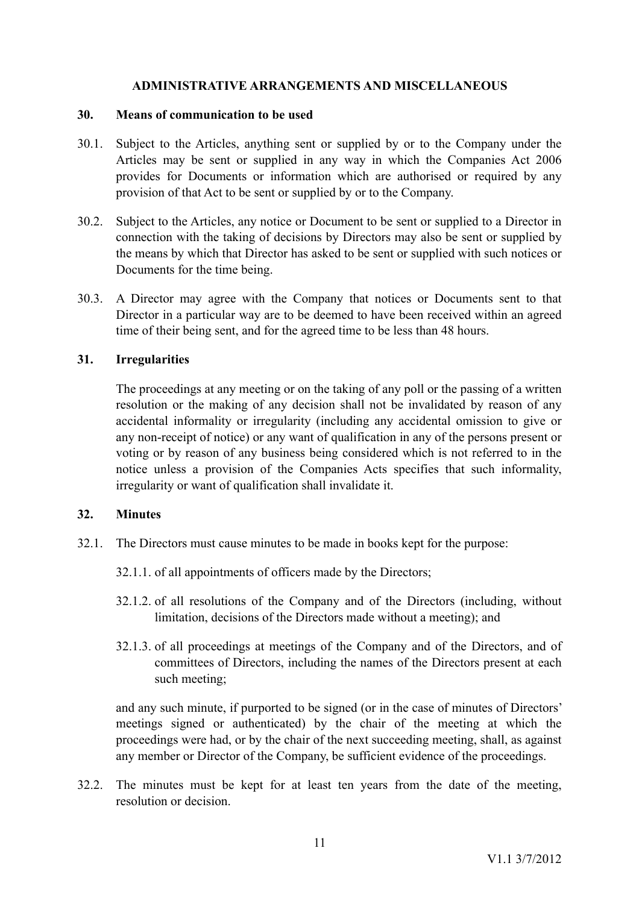## ADMINISTRATIVE ARRANGEMENTS AND MISCELLANEOUS

### 30. Means of communication to be used

30.1. Subject to the Articles, anything sent or supplied by or to the Company under the Articles may be sent or supplied in any way in which the Companies Act 2006 provides for Documents or information which are authorised or required by any provision of that Act to be sent or supplied by or to the Company.

30.2. Subject to the Articles, any notice or Document to be sent or supplied to a Director in connection with the taking of decisions by Directors may also be sent or supplied by the means by which that Director has asked to be sent or supplied with such notices or Documents for the time being.

30.3. A Director may agree with the Company that notices or Documents sent to that Director in a particular way are to be deemed to have been received within an agreed time of their being sent, and for the agreed time to be less than 48 hours.

### 31. Irregularities

The proceedings at any meeting or on the taking of any poll or the passing of a written resolution or the making of any decision shall not be invalidated by reason of any accidental informality or irregularity (including any accidental omission to give or any non-receipt of notice) or any want of qualification in any of the persons present or voting or by reason of any business being considered which is not referred to in the notice unless a provision of the Companies Acts specifies that such informality, irregularity or want of qualification shall invalidate it.

### 32. Minutes

32.1. The Directors must cause minutes to be made in books kept for the purpose:

32.1.1. of all appointments of officers made by the Directors;

32.1.2. of all resolutions of the Company and of the Directors (including, without limitation, decisions of the Directors made without a meeting); and

32.1.3. of all proceedings at meetings of the Company and of the Directors, and of committees of Directors, including the names of the Directors present at each such meeting;

and any such minute, if purported to be signed (or in the case of minutes of Directors' meetings signed or authenticated) by the chair of the meeting at which the proceedings were had, or by the chair of the next succeeding meeting, shall, as against any member or Director of the Company, be sufficient evidence of the proceedings.

32.2. The minutes must be kept for at least ten years from the date of the meeting, resolution or decision.

V1.1 3/7/2012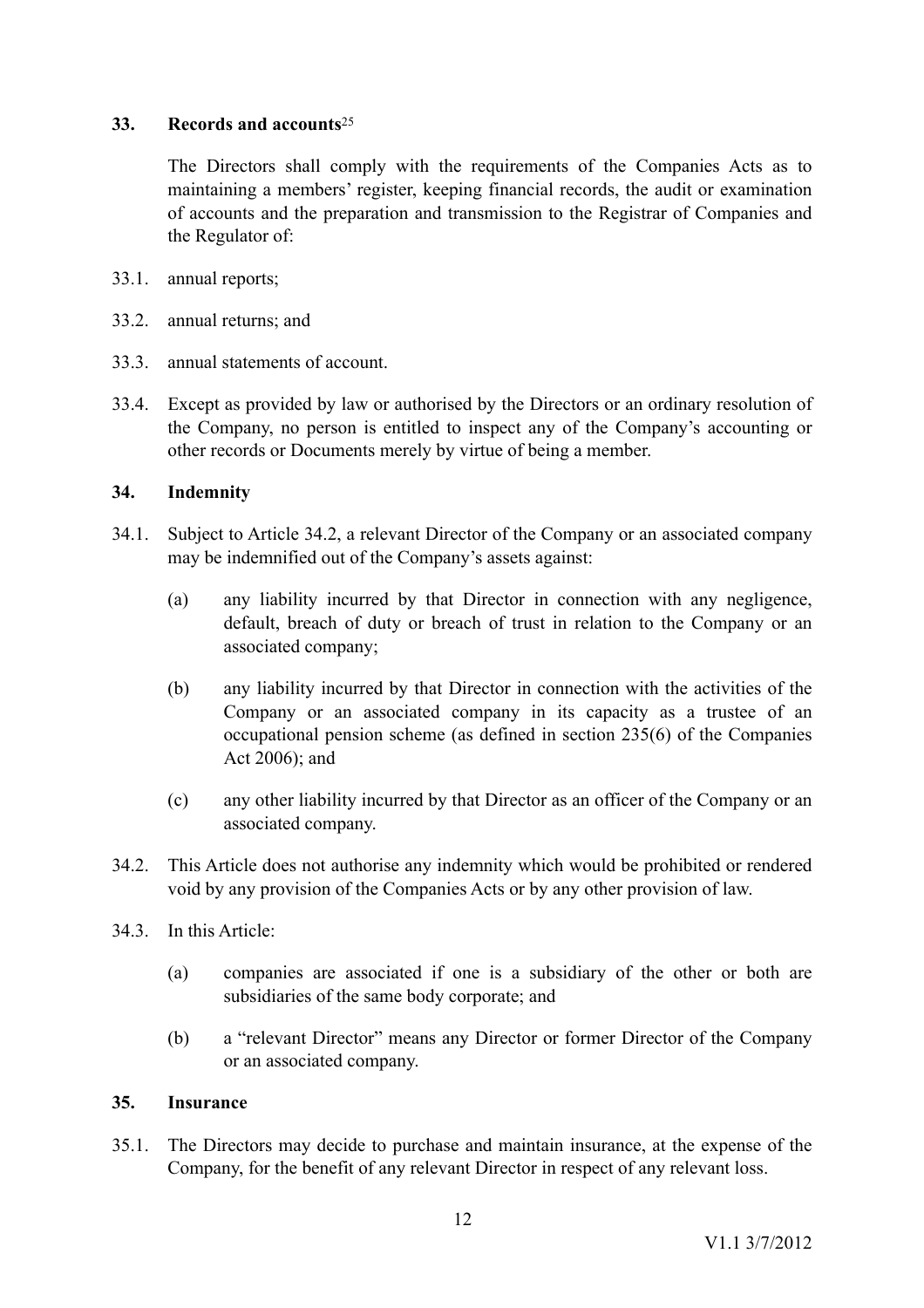### 33. Records and accounts[25]

The Directors shall comply with the requirements of the Companies Acts as to maintaining a members' register, keeping financial records, the audit or examination of accounts and the preparation and transmission to the Registrar of Companies and the Regulator of:

33.1. annual reports;

33.2. annual returns; and

33.3. annual statements of account.

33.4. Except as provided by law or authorised by the Directors or an ordinary resolution of the Company, no person is entitled to inspect any of the Company's accounting or other records or Documents merely by virtue of being a member.

### 34. Indemnity

34.1. Subject to Article 34.2, a relevant Director of the Company or an associated company may be indemnified out of the Company's assets against:

(a) any liability incurred by that Director in connection with any negligence, default, breach of duty or breach of trust in relation to the Company or an associated company;

(b) any liability incurred by that Director in connection with the activities of the Company or an associated company in its capacity as a trustee of an occupational pension scheme (as defined in section 235(6) of the Companies Act 2006); and

(c) any other liability incurred by that Director as an officer of the Company or an associated company.

34.2. This Article does not authorise any indemnity which would be prohibited or rendered void by any provision of the Companies Acts or by any other provision of law.

34.3. In this Article:

(a) companies are associated if one is a subsidiary of the other or both are subsidiaries of the same body corporate; and

(b) a "relevant Director" means any Director or former Director of the Company or an associated company.

### 35. Insurance

35.1. The Directors may decide to purchase and maintain insurance, at the expense of the Company, for the benefit of any relevant Director in respect of any relevant loss.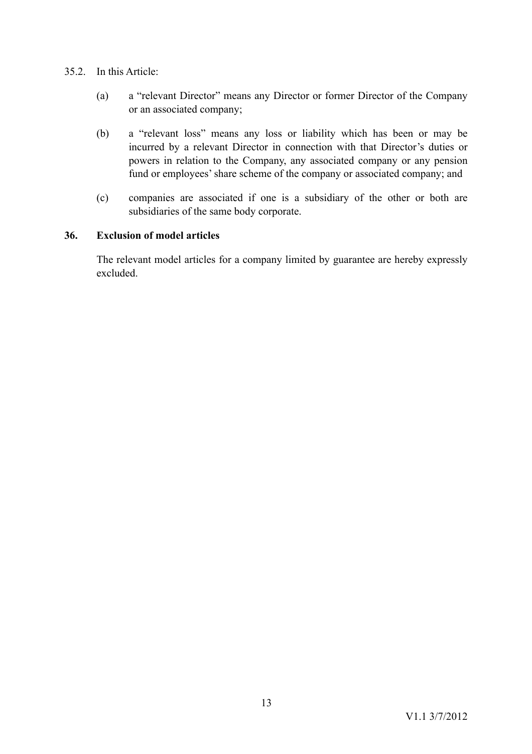35.2. In this Article:

(a) a "relevant Director" means any Director or former Director of the Company or an associated company;

(b) a "relevant loss" means any loss or liability which has been or may be incurred by a relevant Director in connection with that Director's duties or powers in relation to the Company, any associated company or any pension fund or employees' share scheme of the company or associated company; and

(c) companies are associated if one is a subsidiary of the other or both are subsidiaries of the same body corporate.

**36. Exclusion of model articles**

The relevant model articles for a company limited by guarantee are hereby expressly excluded.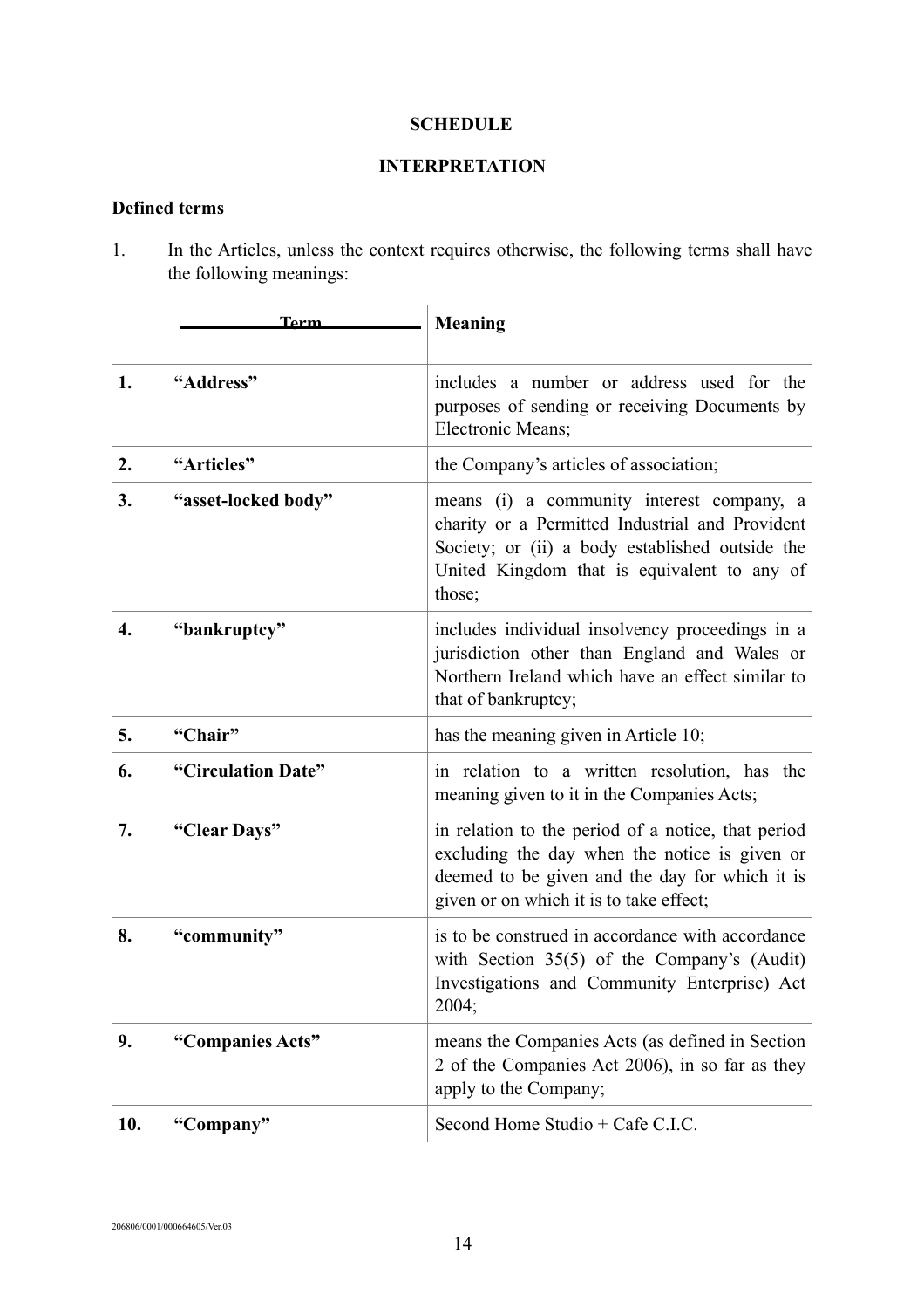**SCHEDULE**

**INTERPRETATION**

**Defined terms**

1. In the Articles, unless the context requires otherwise, the following terms shall have the following meanings:

| | Term | Meaning |
|---|---|---|
| **1.** | **"Address"** | includes a number or address used for the purposes of sending or receiving Documents by Electronic Means; |
| **2.** | **"Articles"** | the Company's articles of association; |
| **3.** | **"asset-locked body"** | means (i) a community interest company, a charity or a Permitted Industrial and Provident Society; or (ii) a body established outside the United Kingdom that is equivalent to any of those; |
| **4.** | **"bankruptcy"** | includes individual insolvency proceedings in a jurisdiction other than England and Wales or Northern Ireland which have an effect similar to that of bankruptcy; |
| **5.** | **"Chair"** | has the meaning given in Article 10; |
| **6.** | **"Circulation Date"** | in relation to a written resolution, has the meaning given to it in the Companies Acts; |
| **7.** | **"Clear Days"** | in relation to the period of a notice, that period excluding the day when the notice is given or deemed to be given and the day for which it is given or on which it is to take effect; |
| **8.** | **"community"** | is to be construed in accordance with accordance with Section 35(5) of the Company's (Audit) Investigations and Community Enterprise) Act 2004; |
| **9.** | **"Companies Acts"** | means the Companies Acts (as defined in Section 2 of the Companies Act 2006), in so far as they apply to the Company; |
| **10.** | **"Company"** | Second Home Studio + Cafe C.I.C. |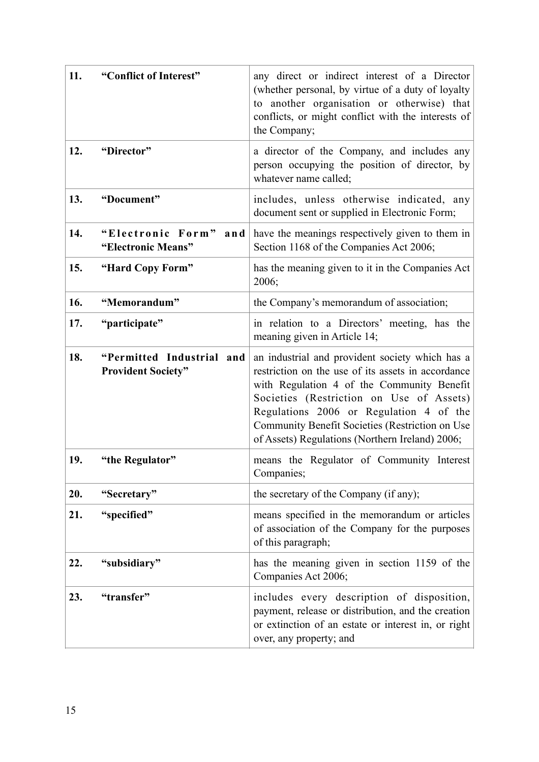| | | |
|---|---|---|
| **11.** | **“Conflict of Interest”** | any direct or indirect interest of a Director (whether personal, by virtue of a duty of loyalty to another organisation or otherwise) that conflicts, or might conflict with the interests of the Company; |
| **12.** | **“Director”** | a director of the Company, and includes any person occupying the position of director, by whatever name called; |
| **13.** | **“Document”** | includes, unless otherwise indicated, any document sent or supplied in Electronic Form; |
| **14.** | **“Electronic Form” and “Electronic Means”** | have the meanings respectively given to them in Section 1168 of the Companies Act 2006; |
| **15.** | **“Hard Copy Form”** | has the meaning given to it in the Companies Act 2006; |
| **16.** | **“Memorandum”** | the Company’s memorandum of association; |
| **17.** | **“participate”** | in relation to a Directors’ meeting, has the meaning given in Article 14; |
| **18.** | **“Permitted Industrial and Provident Society”** | an industrial and provident society which has a restriction on the use of its assets in accordance with Regulation 4 of the Community Benefit Societies (Restriction on Use of Assets) Regulations 2006 or Regulation 4 of the Community Benefit Societies (Restriction on Use of Assets) Regulations (Northern Ireland) 2006; |
| **19.** | **“the Regulator”** | means the Regulator of Community Interest Companies; |
| **20.** | **“Secretary”** | the secretary of the Company (if any); |
| **21.** | **“specified”** | means specified in the memorandum or articles of association of the Company for the purposes of this paragraph; |
| **22.** | **“subsidiary”** | has the meaning given in section 1159 of the Companies Act 2006; |
| **23.** | **“transfer”** | includes every description of disposition, payment, release or distribution, and the creation or extinction of an estate or interest in, or right over, any property; and |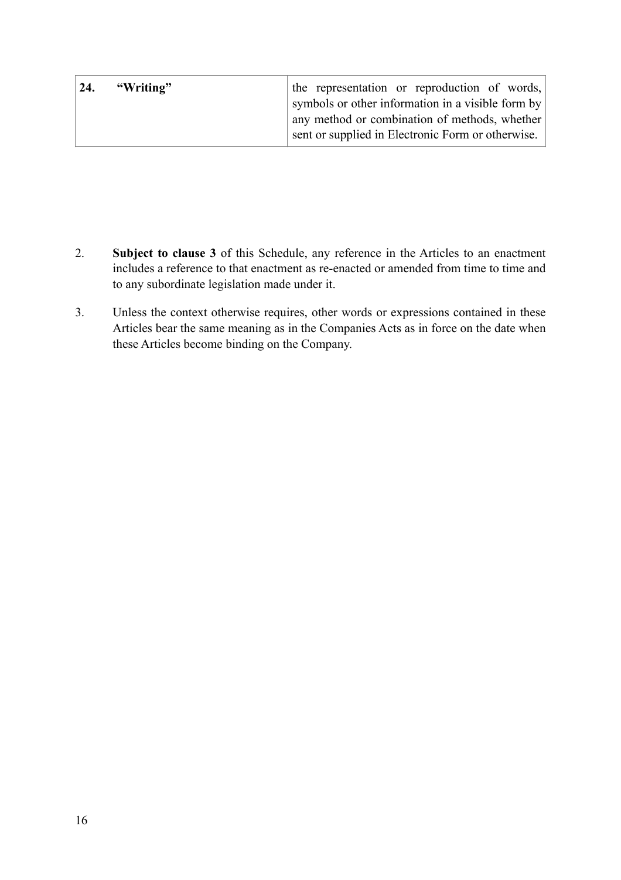| **24.** **“Writing”** | the representation or reproduction of words, symbols or other information in a visible form by any method or combination of methods, whether sent or supplied in Electronic Form or otherwise. |
|---|---|

2. **Subject to clause 3** of this Schedule, any reference in the Articles to an enactment includes a reference to that enactment as re-enacted or amended from time to time and to any subordinate legislation made under it.

3. Unless the context otherwise requires, other words or expressions contained in these Articles bear the same meaning as in the Companies Acts as in force on the date when these Articles become binding on the Company.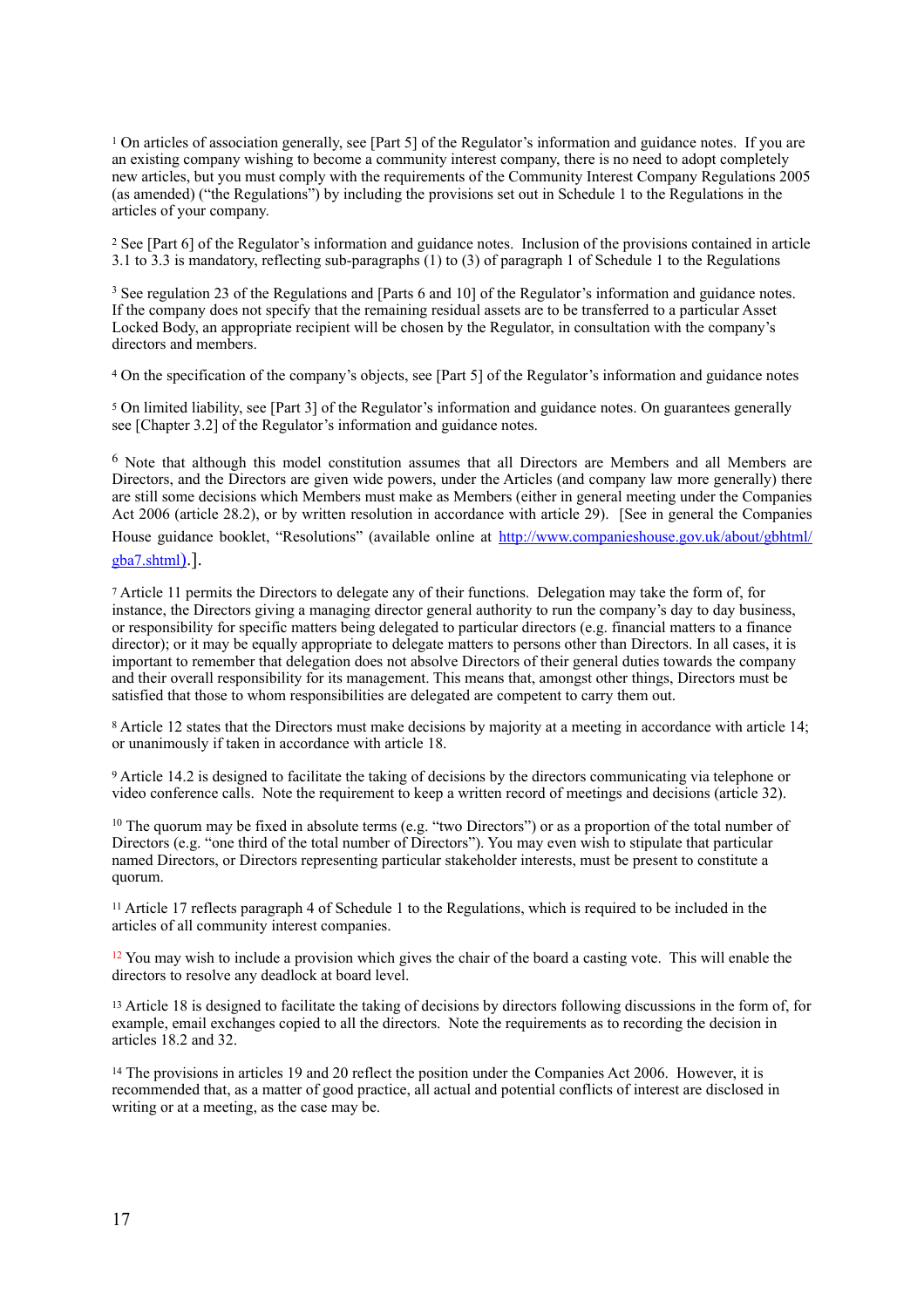[1] On articles of association generally, see [Part 5] of the Regulator's information and guidance notes. If you are an existing company wishing to become a community interest company, there is no need to adopt completely new articles, but you must comply with the requirements of the Community Interest Company Regulations 2005 (as amended) ("the Regulations") by including the provisions set out in Schedule 1 to the Regulations in the articles of your company.

[2] See [Part 6] of the Regulator's information and guidance notes. Inclusion of the provisions contained in article 3.1 to 3.3 is mandatory, reflecting sub-paragraphs (1) to (3) of paragraph 1 of Schedule 1 to the Regulations

[3] See regulation 23 of the Regulations and [Parts 6 and 10] of the Regulator's information and guidance notes. If the company does not specify that the remaining residual assets are to be transferred to a particular Asset Locked Body, an appropriate recipient will be chosen by the Regulator, in consultation with the company's directors and members.

[4] On the specification of the company's objects, see [Part 5] of the Regulator's information and guidance notes

[5] On limited liability, see [Part 3] of the Regulator's information and guidance notes. On guarantees generally see [Chapter 3.2] of the Regulator's information and guidance notes.

[6] Note that although this model constitution assumes that all Directors are Members and all Members are Directors, and the Directors are given wide powers, under the Articles (and company law more generally) there are still some decisions which Members must make as Members (either in general meeting under the Companies Act 2006 (article 28.2), or by written resolution in accordance with article 29). [See in general the Companies House guidance booklet, "Resolutions" (available online at http://www.companieshouse.gov.uk/about/gbhtml/gba7.shtml).].

[7] Article 11 permits the Directors to delegate any of their functions. Delegation may take the form of, for instance, the Directors giving a managing director general authority to run the company's day to day business, or responsibility for specific matters being delegated to particular directors (e.g. financial matters to a finance director); or it may be equally appropriate to delegate matters to persons other than Directors. In all cases, it is important to remember that delegation does not absolve Directors of their general duties towards the company and their overall responsibility for its management. This means that, amongst other things, Directors must be satisfied that those to whom responsibilities are delegated are competent to carry them out.

[8] Article 12 states that the Directors must make decisions by majority at a meeting in accordance with article 14; or unanimously if taken in accordance with article 18.

[9] Article 14.2 is designed to facilitate the taking of decisions by the directors communicating via telephone or video conference calls. Note the requirement to keep a written record of meetings and decisions (article 32).

[10] The quorum may be fixed in absolute terms (e.g. "two Directors") or as a proportion of the total number of Directors (e.g. "one third of the total number of Directors"). You may even wish to stipulate that particular named Directors, or Directors representing particular stakeholder interests, must be present to constitute a quorum.

[11] Article 17 reflects paragraph 4 of Schedule 1 to the Regulations, which is required to be included in the articles of all community interest companies.

[12] You may wish to include a provision which gives the chair of the board a casting vote. This will enable the directors to resolve any deadlock at board level.

[13] Article 18 is designed to facilitate the taking of decisions by directors following discussions in the form of, for example, email exchanges copied to all the directors. Note the requirements as to recording the decision in articles 18.2 and 32.

[14] The provisions in articles 19 and 20 reflect the position under the Companies Act 2006. However, it is recommended that, as a matter of good practice, all actual and potential conflicts of interest are disclosed in writing or at a meeting, as the case may be.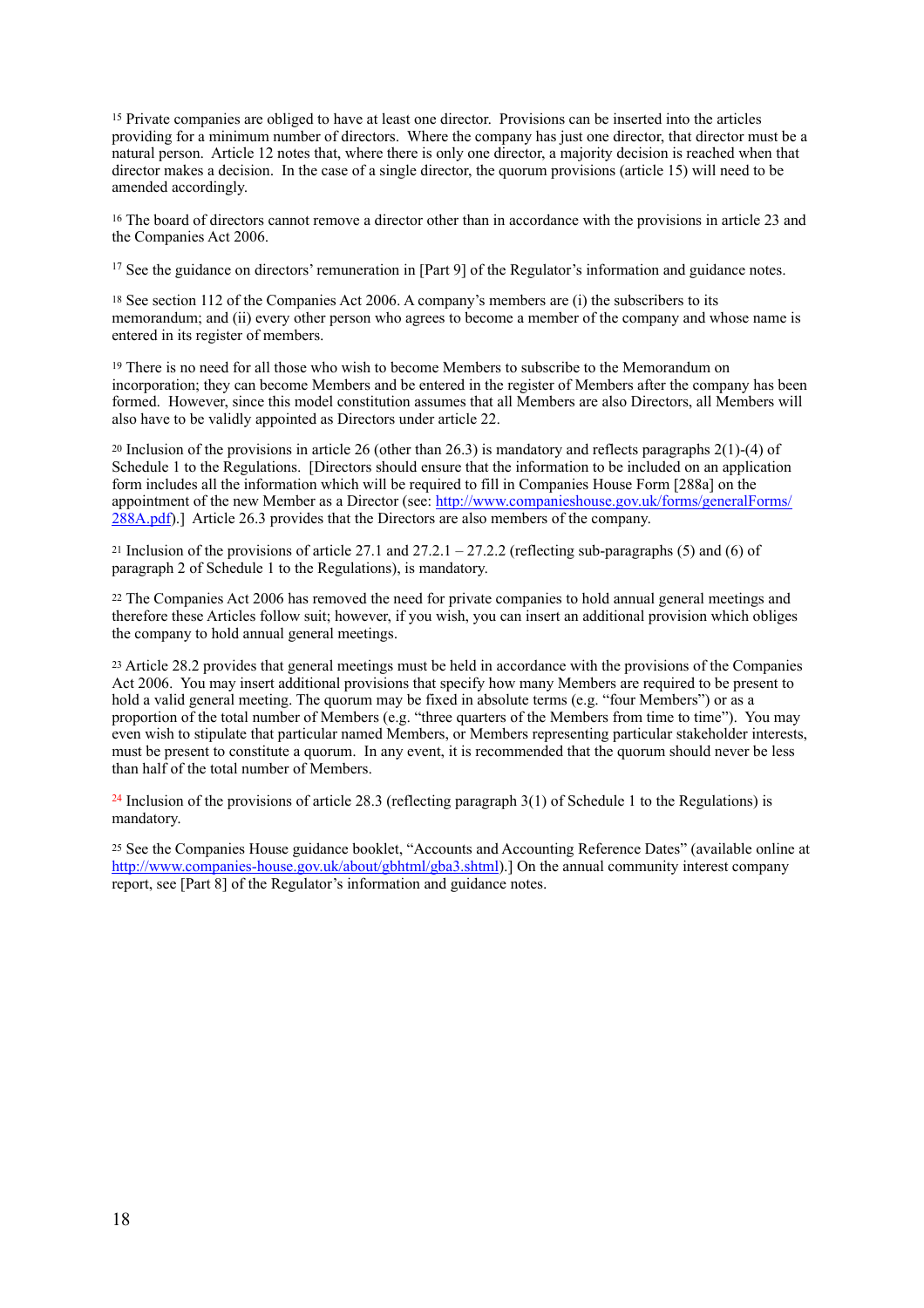[15] Private companies are obliged to have at least one director. Provisions can be inserted into the articles providing for a minimum number of directors. Where the company has just one director, that director must be a natural person. Article 12 notes that, where there is only one director, a majority decision is reached when that director makes a decision. In the case of a single director, the quorum provisions (article 15) will need to be amended accordingly.

[16] The board of directors cannot remove a director other than in accordance with the provisions in article 23 and the Companies Act 2006.

[17] See the guidance on directors' remuneration in [Part 9] of the Regulator's information and guidance notes.

[18] See section 112 of the Companies Act 2006. A company's members are (i) the subscribers to its memorandum; and (ii) every other person who agrees to become a member of the company and whose name is entered in its register of members.

[19] There is no need for all those who wish to become Members to subscribe to the Memorandum on incorporation; they can become Members and be entered in the register of Members after the company has been formed. However, since this model constitution assumes that all Members are also Directors, all Members will also have to be validly appointed as Directors under article 22.

[20] Inclusion of the provisions in article 26 (other than 26.3) is mandatory and reflects paragraphs 2(1)-(4) of Schedule 1 to the Regulations. [Directors should ensure that the information to be included on an application form includes all the information which will be required to fill in Companies House Form [288a] on the appointment of the new Member as a Director (see: http://www.companieshouse.gov.uk/forms/generalForms/288A.pdf).] Article 26.3 provides that the Directors are also members of the company.

[21] Inclusion of the provisions of article 27.1 and 27.2.1 – 27.2.2 (reflecting sub-paragraphs (5) and (6) of paragraph 2 of Schedule 1 to the Regulations), is mandatory.

[22] The Companies Act 2006 has removed the need for private companies to hold annual general meetings and therefore these Articles follow suit; however, if you wish, you can insert an additional provision which obliges the company to hold annual general meetings.

[23] Article 28.2 provides that general meetings must be held in accordance with the provisions of the Companies Act 2006. You may insert additional provisions that specify how many Members are required to be present to hold a valid general meeting. The quorum may be fixed in absolute terms (e.g. "four Members") or as a proportion of the total number of Members (e.g. "three quarters of the Members from time to time"). You may even wish to stipulate that particular named Members, or Members representing particular stakeholder interests, must be present to constitute a quorum. In any event, it is recommended that the quorum should never be less than half of the total number of Members.

[24] Inclusion of the provisions of article 28.3 (reflecting paragraph 3(1) of Schedule 1 to the Regulations) is mandatory.

[25] See the Companies House guidance booklet, "Accounts and Accounting Reference Dates" (available online at http://www.companies-house.gov.uk/about/gbhtml/gba3.shtml).] On the annual community interest company report, see [Part 8] of the Regulator's information and guidance notes.